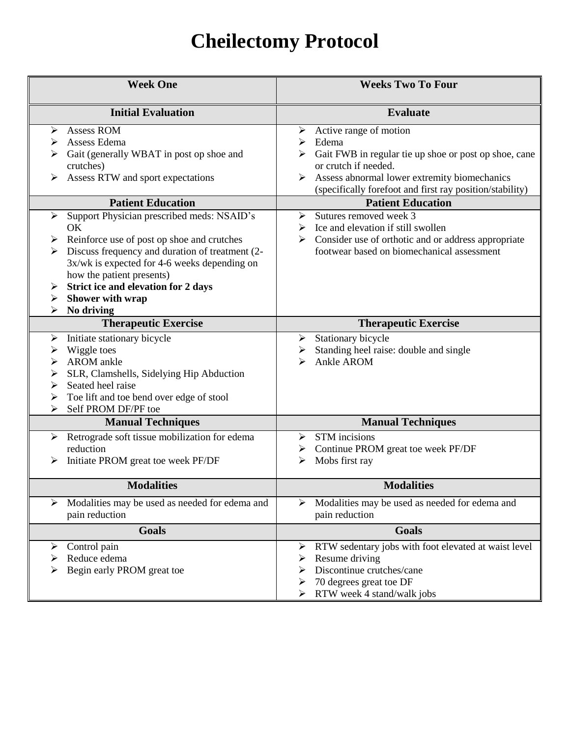# Cheilectomy Protocol

| Week One | Weeks Two To Four |
|---|---|
| **Initial Evaluation** | **Evaluate** |
| ➢ Assess ROM<br>➢ Assess Edema<br>➢ Gait (generally WBAT in post op shoe and crutches)<br>➢ Assess RTW and sport expectations | ➢ Active range of motion<br>➢ Edema<br>➢ Gait FWB in regular tie up shoe or post op shoe, cane or crutch if needed.<br>➢ Assess abnormal lower extremity biomechanics (specifically forefoot and first ray position/stability) |
| **Patient Education** | **Patient Education** |
| ➢ Support Physician prescribed meds: NSAID's OK<br>➢ Reinforce use of post op shoe and crutches<br>➢ Discuss frequency and duration of treatment (2-3x/wk is expected for 4-6 weeks depending on how the patient presents)<br>➢ **Strict ice and elevation for 2 days**<br>➢ **Shower with wrap**<br>➢ **No driving** | ➢ Sutures removed week 3<br>➢ Ice and elevation if still swollen<br>➢ Consider use of orthotic and or address appropriate footwear based on biomechanical assessment |
| **Therapeutic Exercise** | **Therapeutic Exercise** |
| ➢ Initiate stationary bicycle<br>➢ Wiggle toes<br>➢ AROM ankle<br>➢ SLR, Clamshells, Sidelying Hip Abduction<br>➢ Seated heel raise<br>➢ Toe lift and toe bend over edge of stool<br>➢ Self PROM DF/PF toe | ➢ Stationary bicycle<br>➢ Standing heel raise: double and single<br>➢ Ankle AROM |
| **Manual Techniques** | **Manual Techniques** |
| ➢ Retrograde soft tissue mobilization for edema reduction<br>➢ Initiate PROM great toe week PF/DF | ➢ STM incisions<br>➢ Continue PROM great toe week PF/DF<br>➢ Mobs first ray |
| **Modalities** | **Modalities** |
| ➢ Modalities may be used as needed for edema and pain reduction | ➢ Modalities may be used as needed for edema and pain reduction |
| **Goals** | **Goals** |
| ➢ Control pain<br>➢ Reduce edema<br>➢ Begin early PROM great toe | ➢ RTW sedentary jobs with foot elevated at waist level<br>➢ Resume driving<br>➢ Discontinue crutches/cane<br>➢ 70 degrees great toe DF<br>➢ RTW week 4 stand/walk jobs |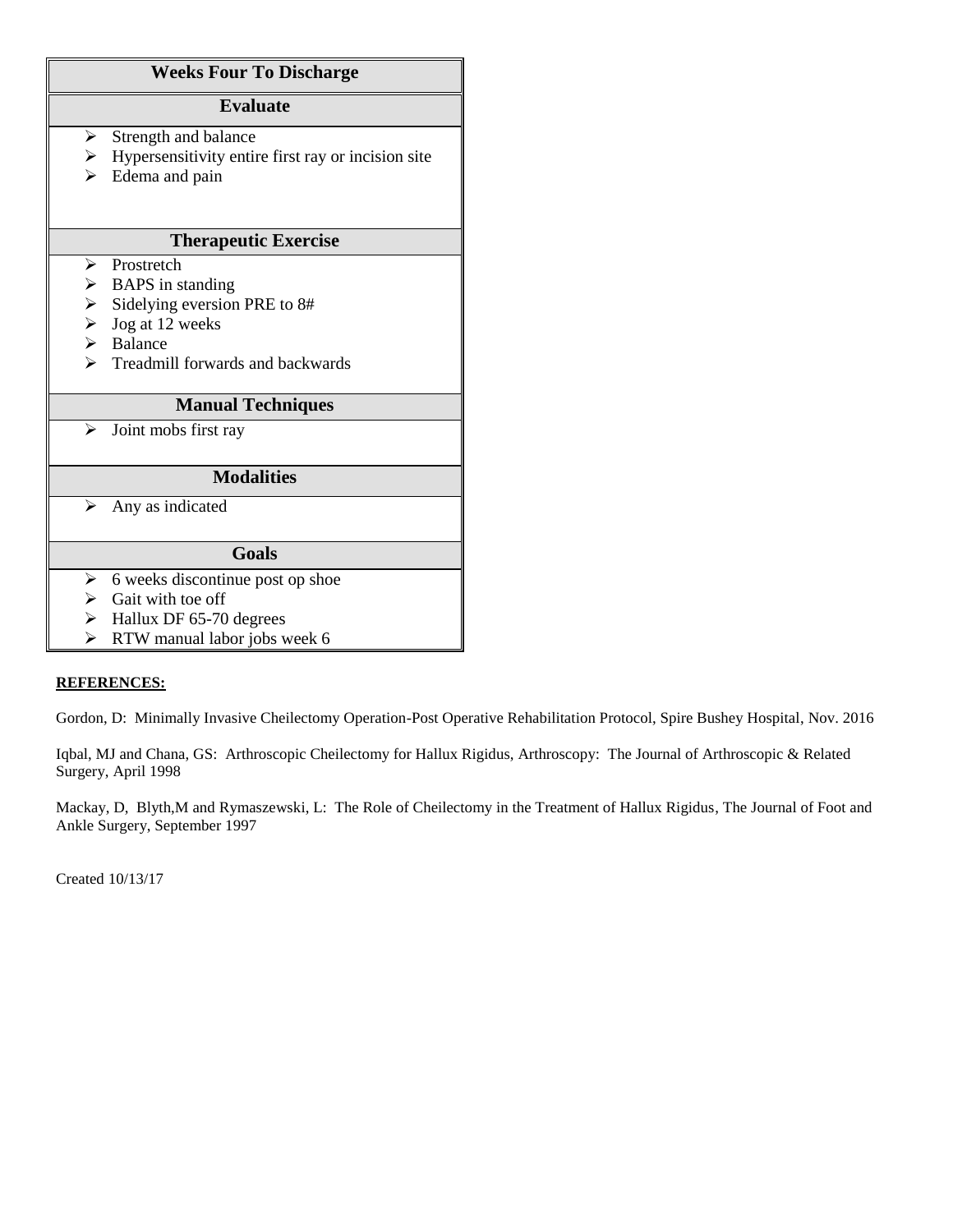## Weeks Four To Discharge

### Evaluate

- Strength and balance
- Hypersensitivity entire first ray or incision site
- Edema and pain

### Therapeutic Exercise

- Prostretch
- BAPS in standing
- Sidelying eversion PRE to 8#
- Jog at 12 weeks
- Balance
- Treadmill forwards and backwards

### Manual Techniques

- Joint mobs first ray

### Modalities

- Any as indicated

### Goals

- 6 weeks discontinue post op shoe
- Gait with toe off
- Hallux DF 65-70 degrees
- RTW manual labor jobs week 6

**REFERENCES:**

Gordon, D: Minimally Invasive Cheilectomy Operation-Post Operative Rehabilitation Protocol, Spire Bushey Hospital, Nov. 2016

Iqbal, MJ and Chana, GS: Arthroscopic Cheilectomy for Hallux Rigidus, Arthroscopy: The Journal of Arthroscopic & Related Surgery, April 1998

Mackay, D, Blyth,M and Rymaszewski, L: The Role of Cheilectomy in the Treatment of Hallux Rigidus, The Journal of Foot and Ankle Surgery, September 1997

Created 10/13/17